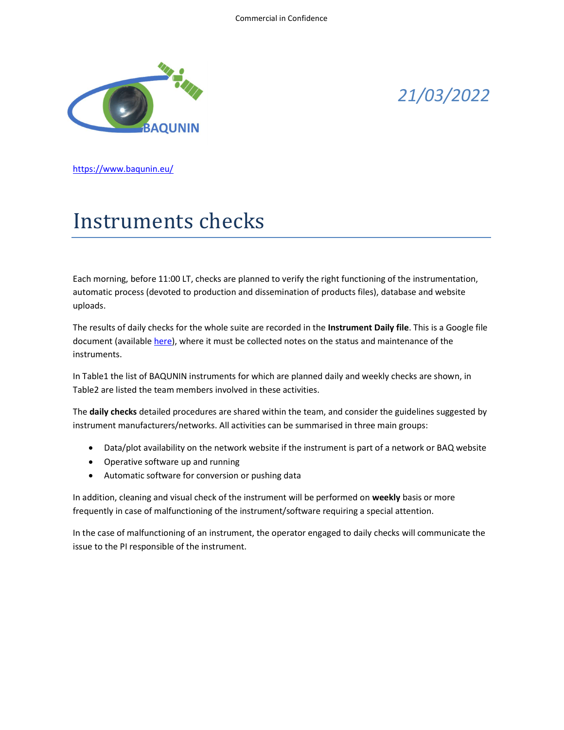*21/03/2022*

https://www.baqunin.eu/

# Instruments checks

Each morning, before 11:00 LT, checks are planned to verify the right functioning of the instrumentation, automatic process (devoted to production and dissemination of products files), database and website uploads.

The results of daily checks for the whole suite are recorded in the **Instrument Daily file**. This is a Google file document (available here), where it must be collected notes on the status and maintenance of the instruments.

In Table1 the list of BAQUNIN instruments for which are planned daily and weekly checks are shown, in Table2 are listed the team members involved in these activities.

The **daily checks** detailed procedures are shared within the team, and consider the guidelines suggested by instrument manufacturers/networks. All activities can be summarised in three main groups:

- Data/plot availability on the network website if the instrument is part of a network or BAQ website
- Operative software up and running
- Automatic software for conversion or pushing data

In addition, cleaning and visual check of the instrument will be performed on **weekly** basis or more frequently in case of malfunctioning of the instrument/software requiring a special attention.

In the case of malfunctioning of an instrument, the operator engaged to daily checks will communicate the issue to the PI responsible of the instrument.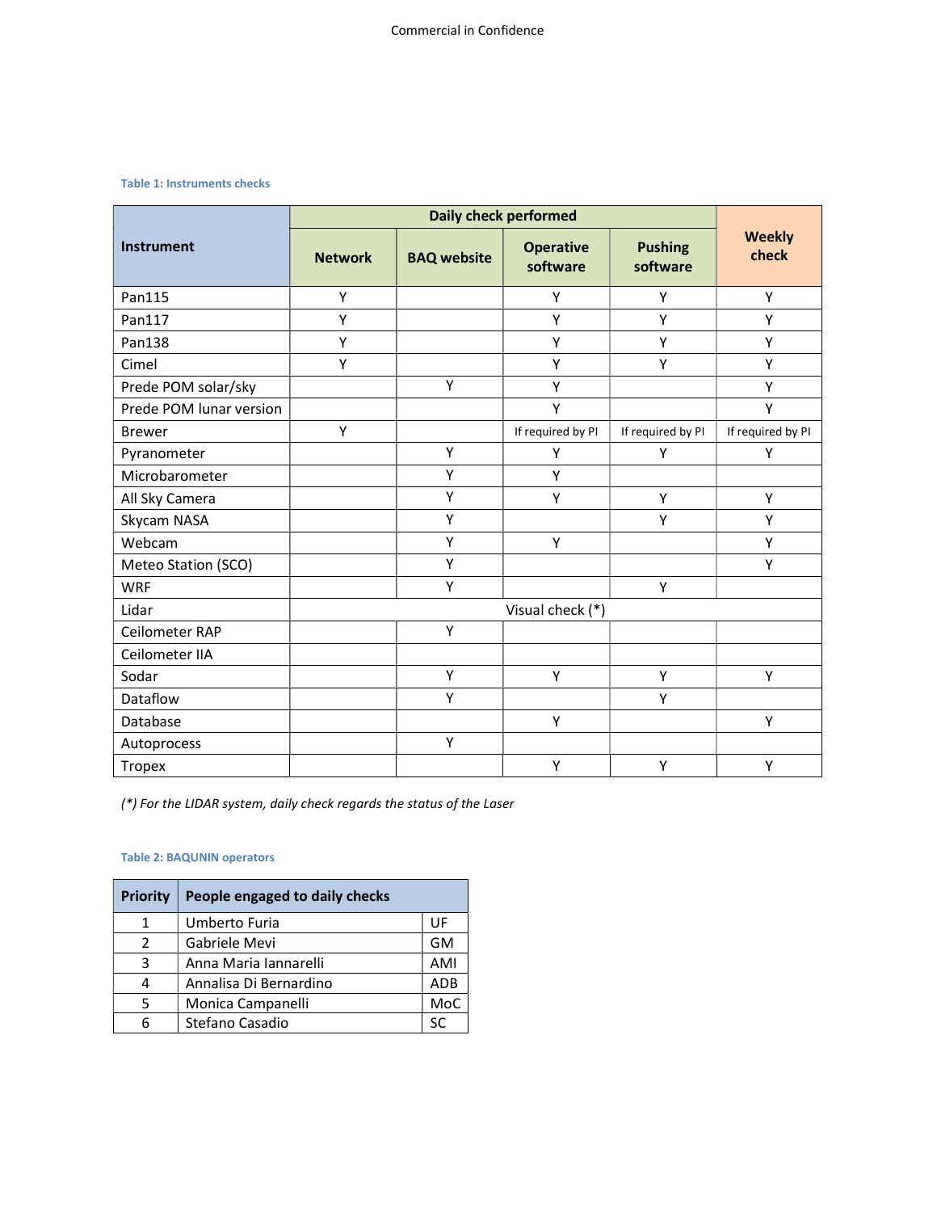Table 1: Instruments checks

| Instrument | Daily check performed | | | | Weekly check |
|---|---|---|---|---|---|
| | Network | BAQ website | Operative software | Pushing software | |
| Pan115 | Y | | Y | Y | Y |
| Pan117 | Y | | Y | Y | Y |
| Pan138 | Y | | Y | Y | Y |
| Cimel | Y | | Y | Y | Y |
| Prede POM solar/sky | | Y | Y | | Y |
| Prede POM lunar version | | | Y | | Y |
| Brewer | Y | | If required by PI | If required by PI | If required by PI |
| Pyranometer | | Y | Y | Y | Y |
| Microbarometer | | Y | Y | | |
| All Sky Camera | | Y | Y | Y | Y |
| Skycam NASA | | Y | | Y | Y |
| Webcam | | Y | Y | | Y |
| Meteo Station (SCO) | | Y | | | Y |
| WRF | | Y | | Y | |
| Lidar | Visual check (*) | | | | |
| Ceilometer RAP | | Y | | | |
| Ceilometer IIA | | | | | |
| Sodar | | Y | Y | Y | Y |
| Dataflow | | Y | | Y | |
| Database | | | Y | | Y |
| Autoprocess | | Y | | | |
| Tropex | | | Y | Y | Y |

*(*) For the LIDAR system, daily check regards the status of the Laser*

Table 2: BAQUNIN operators

| Priority | People engaged to daily checks | |
|---|---|---|
| 1 | Umberto Furia | UF |
| 2 | Gabriele Mevi | GM |
| 3 | Anna Maria Iannarelli | AMI |
| 4 | Annalisa Di Bernardino | ADB |
| 5 | Monica Campanelli | MoC |
| 6 | Stefano Casadio | SC |